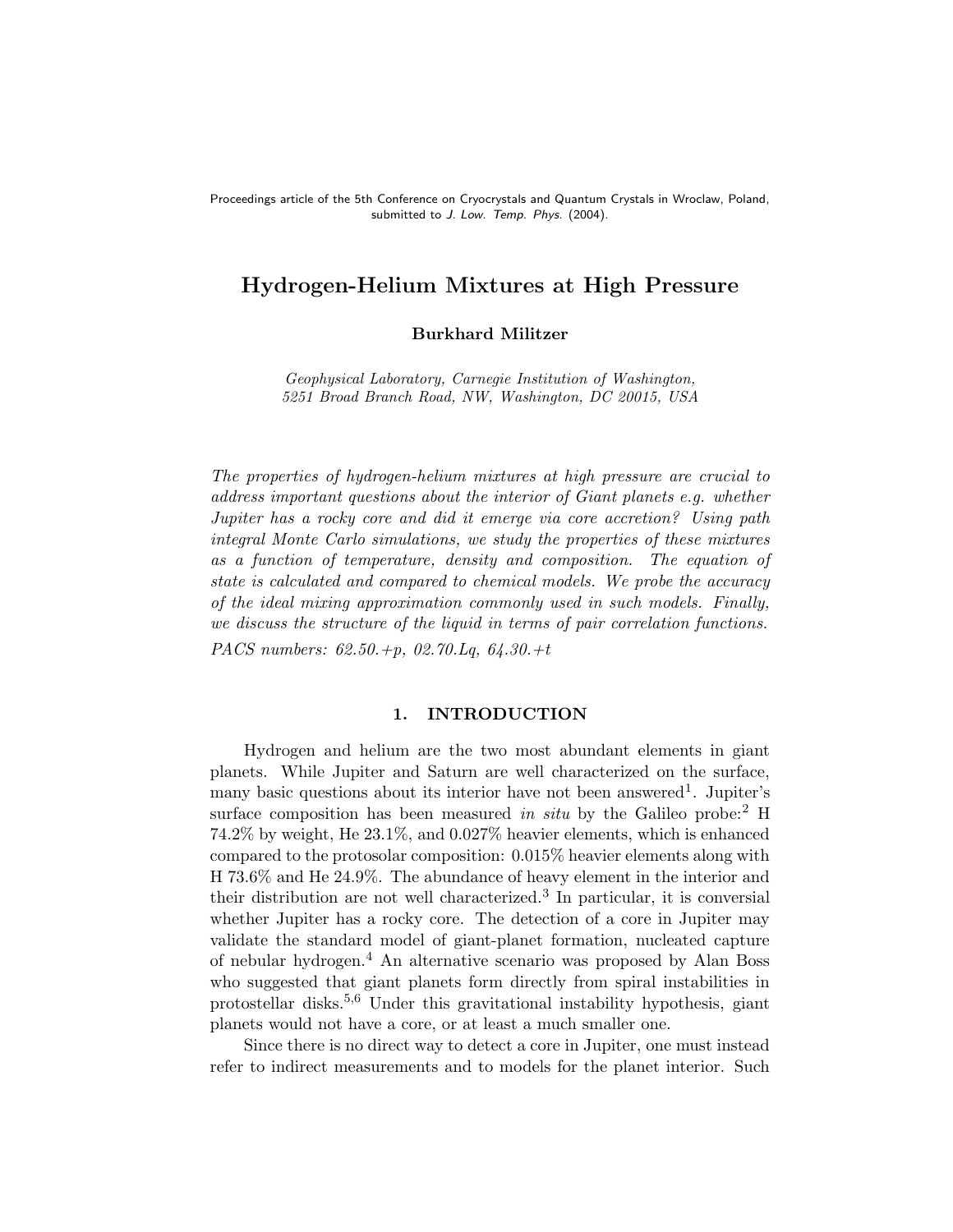Proceedings article of the 5th Conference on Cryocrystals and Quantum Crystals in Wroclaw, Poland, submitted to *J. Low. Temp. Phys.* (2004).

# Hydrogen-Helium Mixtures at High Pressure

**Burkhard Militzer**

*Geophysical Laboratory, Carnegie Institution of Washington,*
*5251 Broad Branch Road, NW, Washington, DC 20015, USA*

*The properties of hydrogen-helium mixtures at high pressure are crucial to address important questions about the interior of Giant planets e.g. whether Jupiter has a rocky core and did it emerge via core accretion? Using path integral Monte Carlo simulations, we study the properties of these mixtures as a function of temperature, density and composition. The equation of state is calculated and compared to chemical models. We probe the accuracy of the ideal mixing approximation commonly used in such models. Finally, we discuss the structure of the liquid in terms of pair correlation functions.*

*PACS numbers: 62.50.+p, 02.70.Lq, 64.30.+t*

## 1. INTRODUCTION

Hydrogen and helium are the two most abundant elements in giant planets. While Jupiter and Saturn are well characterized on the surface, many basic questions about its interior have not been answered[1]. Jupiter's surface composition has been measured *in situ* by the Galileo probe:[2] H 74.2% by weight, He 23.1%, and 0.027% heavier elements, which is enhanced compared to the protosolar composition: 0.015% heavier elements along with H 73.6% and He 24.9%. The abundance of heavy element in the interior and their distribution are not well characterized.[3] In particular, it is conversial whether Jupiter has a rocky core. The detection of a core in Jupiter may validate the standard model of giant-planet formation, nucleated capture of nebular hydrogen.[4] An alternative scenario was proposed by Alan Boss who suggested that giant planets form directly from spiral instabilities in protostellar disks.[5,6] Under this gravitational instability hypothesis, giant planets would not have a core, or at least a much smaller one.

Since there is no direct way to detect a core in Jupiter, one must instead refer to indirect measurements and to models for the planet interior. Such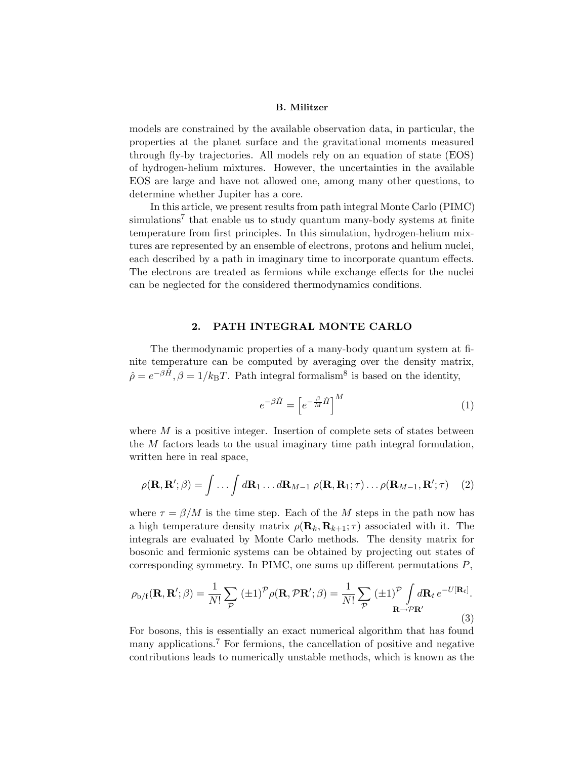models are constrained by the available observation data, in particular, the properties at the planet surface and the gravitational moments measured through fly-by trajectories. All models rely on an equation of state (EOS) of hydrogen-helium mixtures. However, the uncertainties in the available EOS are large and have not allowed one, among many other questions, to determine whether Jupiter has a core.

In this article, we present results from path integral Monte Carlo (PIMC) simulations[7] that enable us to study quantum many-body systems at finite temperature from first principles. In this simulation, hydrogen-helium mixtures are represented by an ensemble of electrons, protons and helium nuclei, each described by a path in imaginary time to incorporate quantum effects. The electrons are treated as fermions while exchange effects for the nuclei can be neglected for the considered thermodynamics conditions.

## 2. PATH INTEGRAL MONTE CARLO

The thermodynamic properties of a many-body quantum system at finite temperature can be computed by averaging over the density matrix, $\hat{\rho} = e^{-\beta \hat{H}}, \beta = 1/k_{\rm B}T$. Path integral formalism[8] is based on the identity,

$$e^{-\beta \hat{H}} = \left[ e^{-\frac{\beta}{M}\hat{H}} \right]^M \tag{1}$$

where $M$ is a positive integer. Insertion of complete sets of states between the $M$ factors leads to the usual imaginary time path integral formulation, written here in real space,

$$\rho(\mathbf{R}, \mathbf{R}'; \beta) = \int \ldots \int d\mathbf{R}_1 \ldots d\mathbf{R}_{M-1} \; \rho(\mathbf{R}, \mathbf{R}_1; \tau) \ldots \rho(\mathbf{R}_{M-1}, \mathbf{R}'; \tau) \tag{2}$$

where $\tau = \beta/M$ is the time step. Each of the $M$ steps in the path now has a high temperature density matrix $\rho(\mathbf{R}_k, \mathbf{R}_{k+1}; \tau)$ associated with it. The integrals are evaluated by Monte Carlo methods. The density matrix for bosonic and fermionic systems can be obtained by projecting out states of corresponding symmetry. In PIMC, one sums up different permutations $P$,

$$\rho_{\rm b/f}(\mathbf{R}, \mathbf{R}'; \beta) = \frac{1}{N!} \sum_{\mathcal{P}} (\pm 1)^{\mathcal{P}} \rho(\mathbf{R}, \mathcal{P}\mathbf{R}'; \beta) = \frac{1}{N!} \sum_{\mathcal{P}} (\pm 1)^{\mathcal{P}} \int\limits_{\mathbf{R} \to \mathcal{P}\mathbf{R}'} d\mathbf{R}_t \, e^{-U[\mathbf{R}_t]}. \tag{3}$$

For bosons, this is essentially an exact numerical algorithm that has found many applications.[7] For fermions, the cancellation of positive and negative contributions leads to numerically unstable methods, which is known as the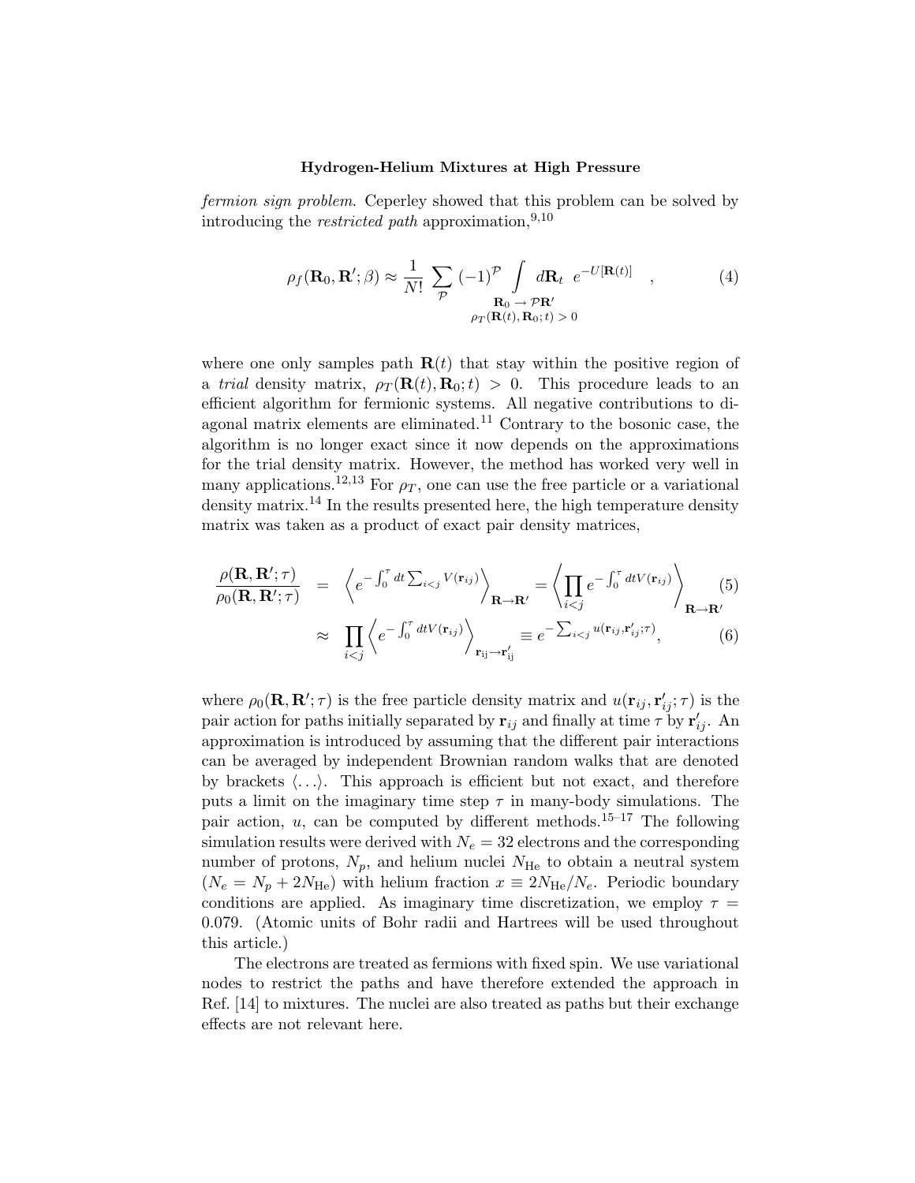*fermion sign problem*. Ceperley showed that this problem can be solved by introducing the *restricted path* approximation,[9,10]

$$\rho_f(\mathbf{R}_0, \mathbf{R}'; \beta) \approx \frac{1}{N!} \sum_{\mathcal{P}} (-1)^{\mathcal{P}} \int\limits_{\substack{\mathbf{R}_0 \,\to\, \mathcal{P}\mathbf{R}' \\ \rho_T(\mathbf{R}(t), \mathbf{R}_0; t) \,>\, 0}} d\mathbf{R}_t \;\; e^{-U[\mathbf{R}(t)]} \quad , \tag{4}$$

where one only samples path $\mathbf{R}(t)$ that stay within the positive region of a *trial* density matrix, $\rho_T(\mathbf{R}(t), \mathbf{R}_0; t) > 0$. This procedure leads to an efficient algorithm for fermionic systems. All negative contributions to diagonal matrix elements are eliminated.[11] Contrary to the bosonic case, the algorithm is no longer exact since it now depends on the approximations for the trial density matrix. However, the method has worked very well in many applications.[12,13] For $\rho_T$, one can use the free particle or a variational density matrix.[14] In the results presented here, the high temperature density matrix was taken as a product of exact pair density matrices,

$$\frac{\rho(\mathbf{R}, \mathbf{R}'; \tau)}{\rho_0(\mathbf{R}, \mathbf{R}'; \tau)} = \left\langle e^{-\int_0^\tau dt \sum_{i<j} V(\mathbf{r}_{ij})} \right\rangle_{\mathbf{R} \to \mathbf{R}'} = \left\langle \prod_{i<j} e^{-\int_0^\tau dt V(\mathbf{r}_{ij})} \right\rangle_{\mathbf{R} \to \mathbf{R}'} \tag{5}$$

$$\approx \prod_{i<j} \left\langle e^{-\int_0^\tau dt V(\mathbf{r}_{ij})} \right\rangle_{\mathbf{r}_{ij} \to \mathbf{r}'_{ij}} \equiv e^{-\sum_{i<j} u(\mathbf{r}_{ij}, \mathbf{r}'_{ij}; \tau)}, \tag{6}$$

where $\rho_0(\mathbf{R}, \mathbf{R}'; \tau)$ is the free particle density matrix and $u(\mathbf{r}_{ij}, \mathbf{r}'_{ij}; \tau)$ is the pair action for paths initially separated by $\mathbf{r}_{ij}$ and finally at time $\tau$ by $\mathbf{r}'_{ij}$. An approximation is introduced by assuming that the different pair interactions can be averaged by independent Brownian random walks that are denoted by brackets $\langle \ldots \rangle$. This approach is efficient but not exact, and therefore puts a limit on the imaginary time step $\tau$ in many-body simulations. The pair action, $u$, can be computed by different methods.[15–17] The following simulation results were derived with $N_e = 32$ electrons and the corresponding number of protons, $N_p$, and helium nuclei $N_{\rm He}$ to obtain a neutral system ($N_e = N_p + 2N_{\rm He}$) with helium fraction $x \equiv 2N_{\rm He}/N_e$. Periodic boundary conditions are applied. As imaginary time discretization, we employ $\tau = 0.079$. (Atomic units of Bohr radii and Hartrees will be used throughout this article.)

The electrons are treated as fermions with fixed spin. We use variational nodes to restrict the paths and have therefore extended the approach in Ref. [14] to mixtures. The nuclei are also treated as paths but their exchange effects are not relevant here.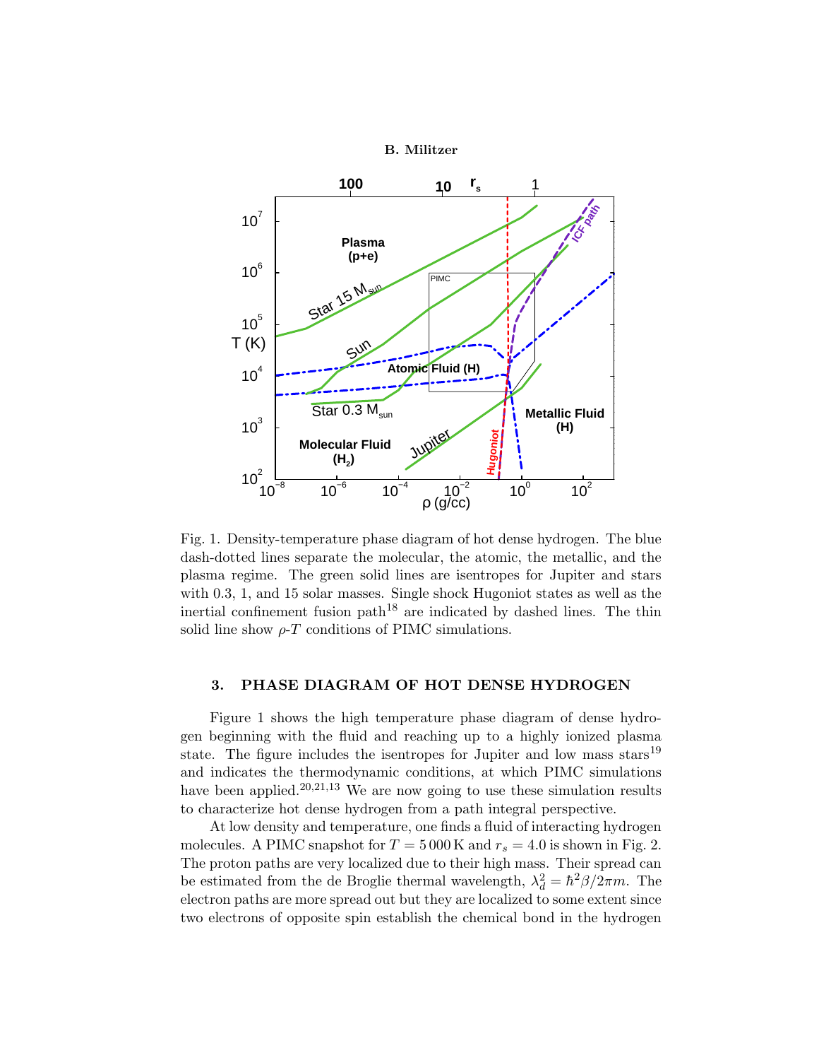Fig. 1. Density-temperature phase diagram of hot dense hydrogen. The blue dash-dotted lines separate the molecular, the atomic, the metallic, and the plasma regime. The green solid lines are isentropes for Jupiter and stars with 0.3, 1, and 15 solar masses. Single shock Hugoniot states as well as the inertial confinement fusion path[18] are indicated by dashed lines. The thin solid line show $\rho$-$T$ conditions of PIMC simulations.

## 3. PHASE DIAGRAM OF HOT DENSE HYDROGEN

Figure 1 shows the high temperature phase diagram of dense hydrogen beginning with the fluid and reaching up to a highly ionized plasma state. The figure includes the isentropes for Jupiter and low mass stars[19] and indicates the thermodynamic conditions, at which PIMC simulations have been applied.[20,21,13] We are now going to use these simulation results to characterize hot dense hydrogen from a path integral perspective.

At low density and temperature, one finds a fluid of interacting hydrogen molecules. A PIMC snapshot for $T = 5\,000\,\text{K}$ and $r_s = 4.0$ is shown in Fig. 2. The proton paths are very localized due to their high mass. Their spread can be estimated from the de Broglie thermal wavelength, $\lambda_d^2 = \hbar^2 \beta / 2\pi m$. The electron paths are more spread out but they are localized to some extent since two electrons of opposite spin establish the chemical bond in the hydrogen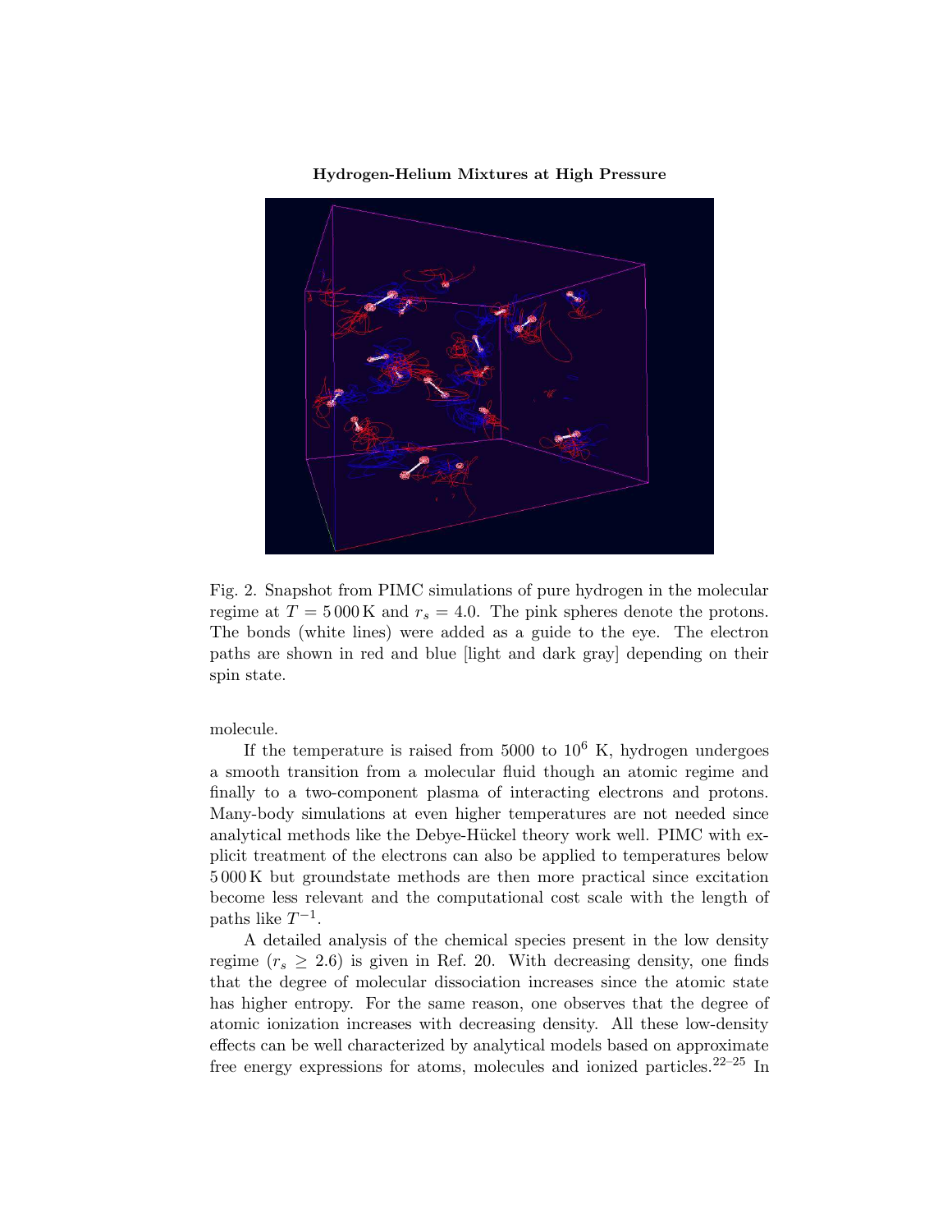Fig. 2. Snapshot from PIMC simulations of pure hydrogen in the molecular regime at $T = 5\,000\,\mathrm{K}$ and $r_s = 4.0$. The pink spheres denote the protons. The bonds (white lines) were added as a guide to the eye. The electron paths are shown in red and blue [light and dark gray] depending on their spin state.

molecule.

If the temperature is raised from 5000 to $10^6$ K, hydrogen undergoes a smooth transition from a molecular fluid though an atomic regime and finally to a two-component plasma of interacting electrons and protons. Many-body simulations at even higher temperatures are not needed since analytical methods like the Debye-Hückel theory work well. PIMC with explicit treatment of the electrons can also be applied to temperatures below $5\,000\,\mathrm{K}$ but groundstate methods are then more practical since excitation become less relevant and the computational cost scale with the length of paths like $T^{-1}$.

A detailed analysis of the chemical species present in the low density regime ($r_s \geq 2.6$) is given in Ref. 20. With decreasing density, one finds that the degree of molecular dissociation increases since the atomic state has higher entropy. For the same reason, one observes that the degree of atomic ionization increases with decreasing density. All these low-density effects can be well characterized by analytical models based on approximate free energy expressions for atoms, molecules and ionized particles.[22–25] In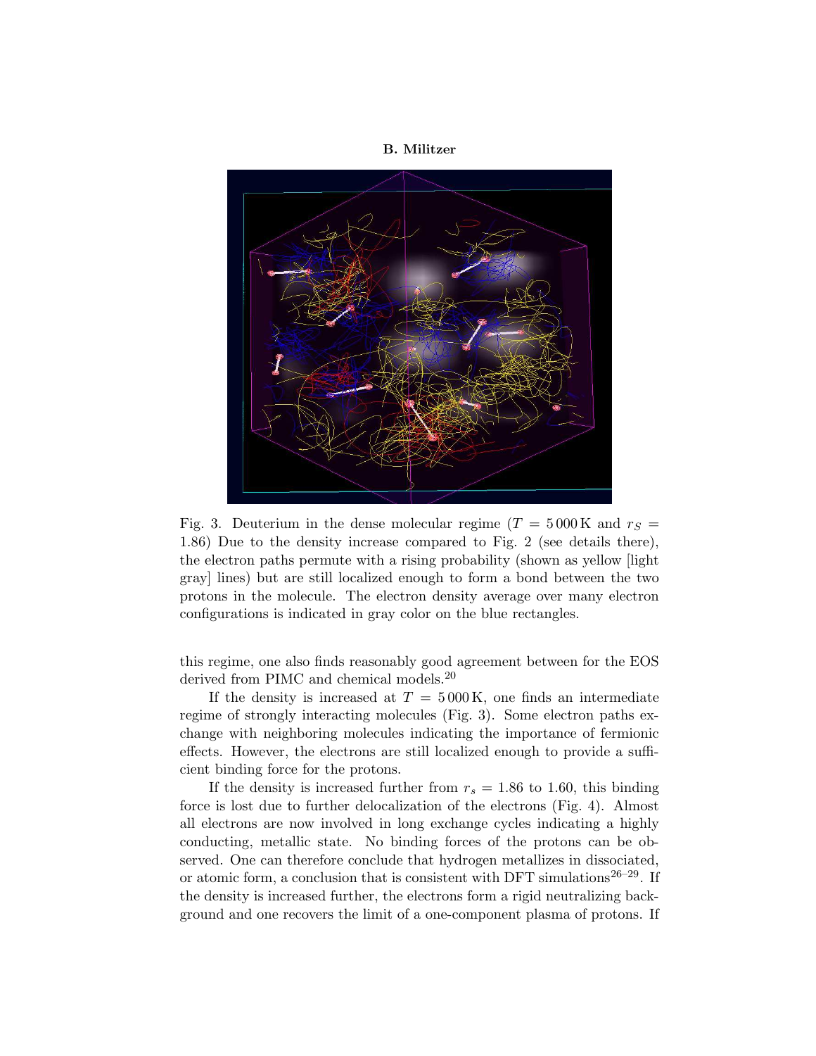Fig. 3. Deuterium in the dense molecular regime ($T = 5\,000\,\mathrm{K}$ and $r_S = 1.86$) Due to the density increase compared to Fig. 2 (see details there), the electron paths permute with a rising probability (shown as yellow [light gray] lines) but are still localized enough to form a bond between the two protons in the molecule. The electron density average over many electron configurations is indicated in gray color on the blue rectangles.

this regime, one also finds reasonably good agreement between for the EOS derived from PIMC and chemical models.[20]

If the density is increased at $T = 5\,000\,\mathrm{K}$, one finds an intermediate regime of strongly interacting molecules (Fig. 3). Some electron paths exchange with neighboring molecules indicating the importance of fermionic effects. However, the electrons are still localized enough to provide a sufficient binding force for the protons.

If the density is increased further from $r_s = 1.86$ to 1.60, this binding force is lost due to further delocalization of the electrons (Fig. 4). Almost all electrons are now involved in long exchange cycles indicating a highly conducting, metallic state. No binding forces of the protons can be observed. One can therefore conclude that hydrogen metallizes in dissociated, or atomic form, a conclusion that is consistent with DFT simulations[26–29]. If the density is increased further, the electrons form a rigid neutralizing background and one recovers the limit of a one-component plasma of protons. If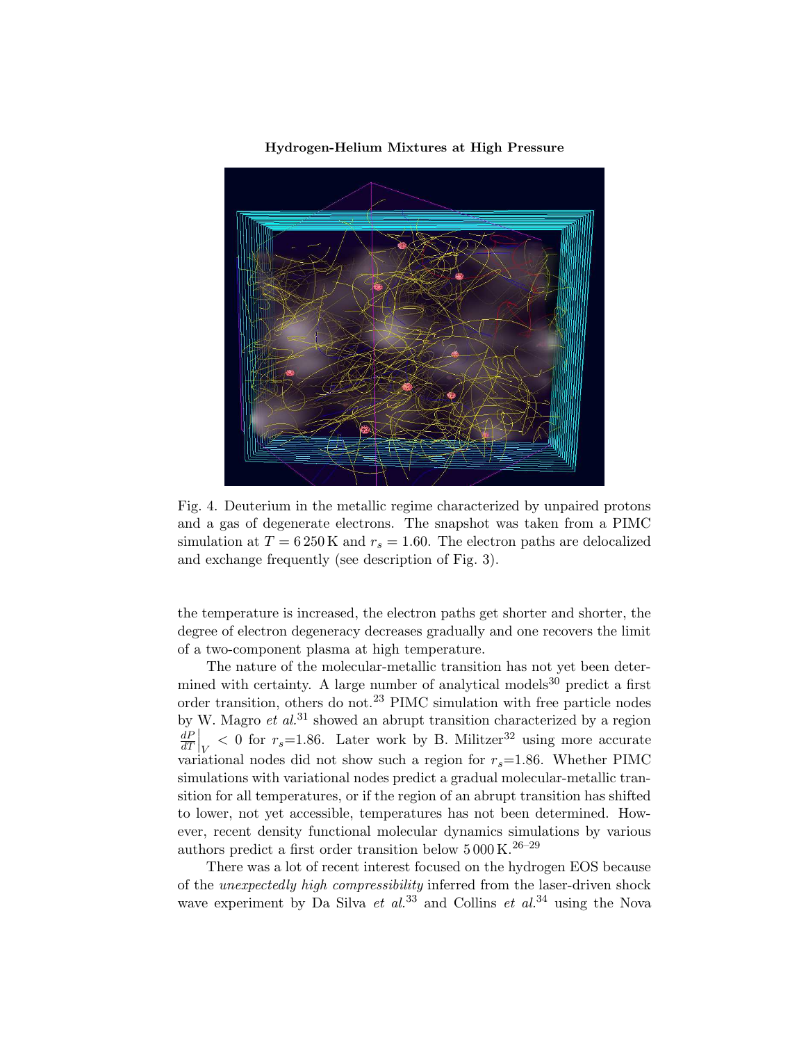Fig. 4. Deuterium in the metallic regime characterized by unpaired protons and a gas of degenerate electrons. The snapshot was taken from a PIMC simulation at $T = 6\,250\,\mathrm{K}$ and $r_s = 1.60$. The electron paths are delocalized and exchange frequently (see description of Fig. 3).

the temperature is increased, the electron paths get shorter and shorter, the degree of electron degeneracy decreases gradually and one recovers the limit of a two-component plasma at high temperature.

The nature of the molecular-metallic transition has not yet been determined with certainty. A large number of analytical models[30] predict a first order transition, others do not.[23] PIMC simulation with free particle nodes by W. Magro *et al.*[31] showed an abrupt transition characterized by a region $\left.\frac{dP}{dT}\right|_V < 0$ for $r_s$=1.86. Later work by B. Militzer[32] using more accurate variational nodes did not show such a region for $r_s$=1.86. Whether PIMC simulations with variational nodes predict a gradual molecular-metallic transition for all temperatures, or if the region of an abrupt transition has shifted to lower, not yet accessible, temperatures has not been determined. However, recent density functional molecular dynamics simulations by various authors predict a first order transition below $5\,000\,\mathrm{K}$.[26–29]

There was a lot of recent interest focused on the hydrogen EOS because of the *unexpectedly high compressibility* inferred from the laser-driven shock wave experiment by Da Silva *et al.*[33] and Collins *et al.*[34] using the Nova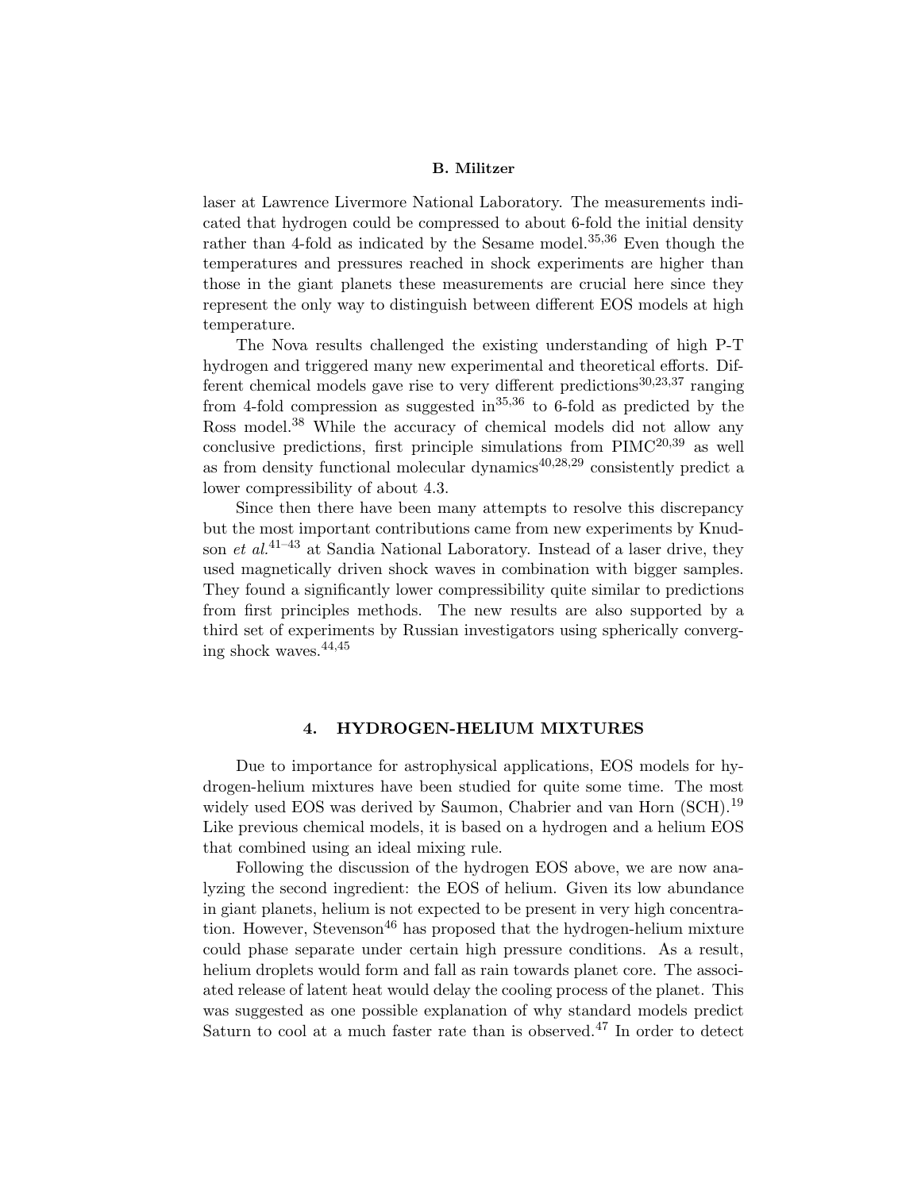laser at Lawrence Livermore National Laboratory. The measurements indicated that hydrogen could be compressed to about 6-fold the initial density rather than 4-fold as indicated by the Sesame model.[35,36] Even though the temperatures and pressures reached in shock experiments are higher than those in the giant planets these measurements are crucial here since they represent the only way to distinguish between different EOS models at high temperature.

The Nova results challenged the existing understanding of high P-T hydrogen and triggered many new experimental and theoretical efforts. Different chemical models gave rise to very different predictions[30,23,37] ranging from 4-fold compression as suggested in[35,36] to 6-fold as predicted by the Ross model.[38] While the accuracy of chemical models did not allow any conclusive predictions, first principle simulations from PIMC[20,39] as well as from density functional molecular dynamics[40,28,29] consistently predict a lower compressibility of about 4.3.

Since then there have been many attempts to resolve this discrepancy but the most important contributions came from new experiments by Knudson *et al.*[41–43] at Sandia National Laboratory. Instead of a laser drive, they used magnetically driven shock waves in combination with bigger samples. They found a significantly lower compressibility quite similar to predictions from first principles methods. The new results are also supported by a third set of experiments by Russian investigators using spherically converging shock waves.[44,45]

## 4. HYDROGEN-HELIUM MIXTURES

Due to importance for astrophysical applications, EOS models for hydrogen-helium mixtures have been studied for quite some time. The most widely used EOS was derived by Saumon, Chabrier and van Horn (SCH).[19] Like previous chemical models, it is based on a hydrogen and a helium EOS that combined using an ideal mixing rule.

Following the discussion of the hydrogen EOS above, we are now analyzing the second ingredient: the EOS of helium. Given its low abundance in giant planets, helium is not expected to be present in very high concentration. However, Stevenson[46] has proposed that the hydrogen-helium mixture could phase separate under certain high pressure conditions. As a result, helium droplets would form and fall as rain towards planet core. The associated release of latent heat would delay the cooling process of the planet. This was suggested as one possible explanation of why standard models predict Saturn to cool at a much faster rate than is observed.[47] In order to detect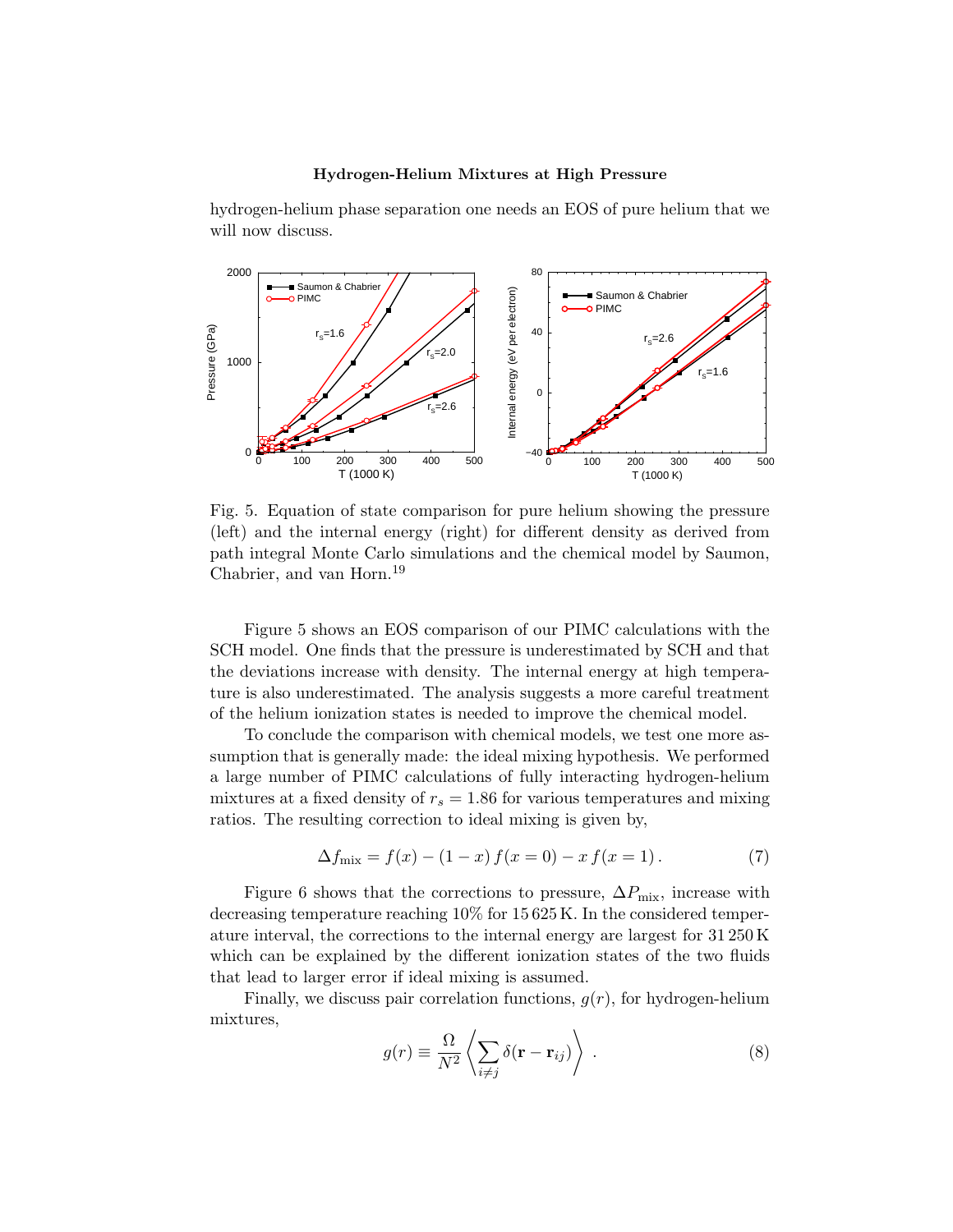hydrogen-helium phase separation one needs an EOS of pure helium that we will now discuss.

Fig. 5. Equation of state comparison for pure helium showing the pressure (left) and the internal energy (right) for different density as derived from path integral Monte Carlo simulations and the chemical model by Saumon, Chabrier, and van Horn.[19]

Figure 5 shows an EOS comparison of our PIMC calculations with the SCH model. One finds that the pressure is underestimated by SCH and that the deviations increase with density. The internal energy at high temperature is also underestimated. The analysis suggests a more careful treatment of the helium ionization states is needed to improve the chemical model.

To conclude the comparison with chemical models, we test one more assumption that is generally made: the ideal mixing hypothesis. We performed a large number of PIMC calculations of fully interacting hydrogen-helium mixtures at a fixed density of $r_s = 1.86$ for various temperatures and mixing ratios. The resulting correction to ideal mixing is given by,

$$\Delta f_{\mathrm{mix}} = f(x) - (1-x)\, f(x=0) - x\, f(x=1)\,. \tag{7}$$

Figure 6 shows that the corrections to pressure, $\Delta P_{\mathrm{mix}}$, increase with decreasing temperature reaching 10% for 15 625 K. In the considered temperature interval, the corrections to the internal energy are largest for 31 250 K which can be explained by the different ionization states of the two fluids that lead to larger error if ideal mixing is assumed.

Finally, we discuss pair correlation functions, $g(r)$, for hydrogen-helium mixtures,

$$g(r) \equiv \frac{\Omega}{N^2} \left\langle \sum_{i \neq j} \delta(\mathbf{r} - \mathbf{r}_{ij}) \right\rangle \,. \tag{8}$$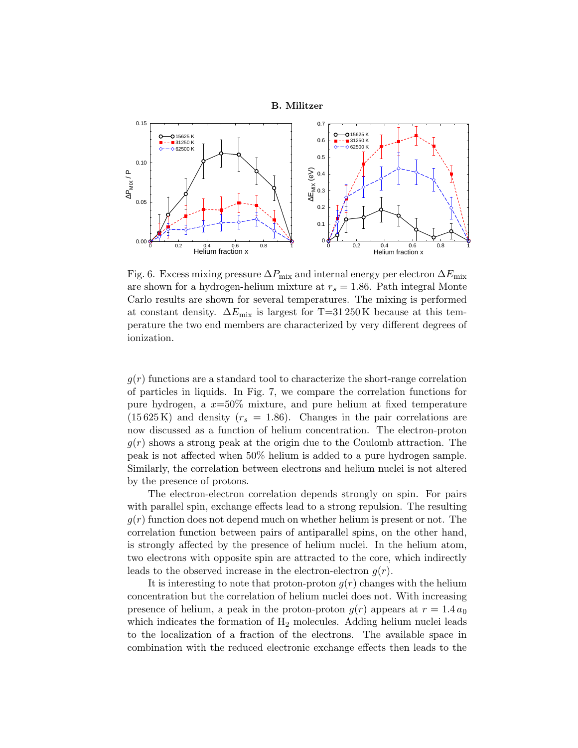Fig. 6. Excess mixing pressure $\Delta P_{\rm mix}$ and internal energy per electron $\Delta E_{\rm mix}$ are shown for a hydrogen-helium mixture at $r_s = 1.86$. Path integral Monte Carlo results are shown for several temperatures. The mixing is performed at constant density. $\Delta E_{\rm mix}$ is largest for T=31 250 K because at this temperature the two end members are characterized by very different degrees of ionization.

$g(r)$ functions are a standard tool to characterize the short-range correlation of particles in liquids. In Fig. 7, we compare the correlation functions for pure hydrogen, a $x$=50% mixture, and pure helium at fixed temperature (15 625 K) and density ($r_s = 1.86$). Changes in the pair correlations are now discussed as a function of helium concentration. The electron-proton $g(r)$ shows a strong peak at the origin due to the Coulomb attraction. The peak is not affected when 50% helium is added to a pure hydrogen sample. Similarly, the correlation between electrons and helium nuclei is not altered by the presence of protons.

The electron-electron correlation depends strongly on spin. For pairs with parallel spin, exchange effects lead to a strong repulsion. The resulting $g(r)$ function does not depend much on whether helium is present or not. The correlation function between pairs of antiparallel spins, on the other hand, is strongly affected by the presence of helium nuclei. In the helium atom, two electrons with opposite spin are attracted to the core, which indirectly leads to the observed increase in the electron-electron $g(r)$.

It is interesting to note that proton-proton $g(r)$ changes with the helium concentration but the correlation of helium nuclei does not. With increasing presence of helium, a peak in the proton-proton $g(r)$ appears at $r = 1.4\,a_0$ which indicates the formation of $H_2$ molecules. Adding helium nuclei leads to the localization of a fraction of the electrons. The available space in combination with the reduced electronic exchange effects then leads to the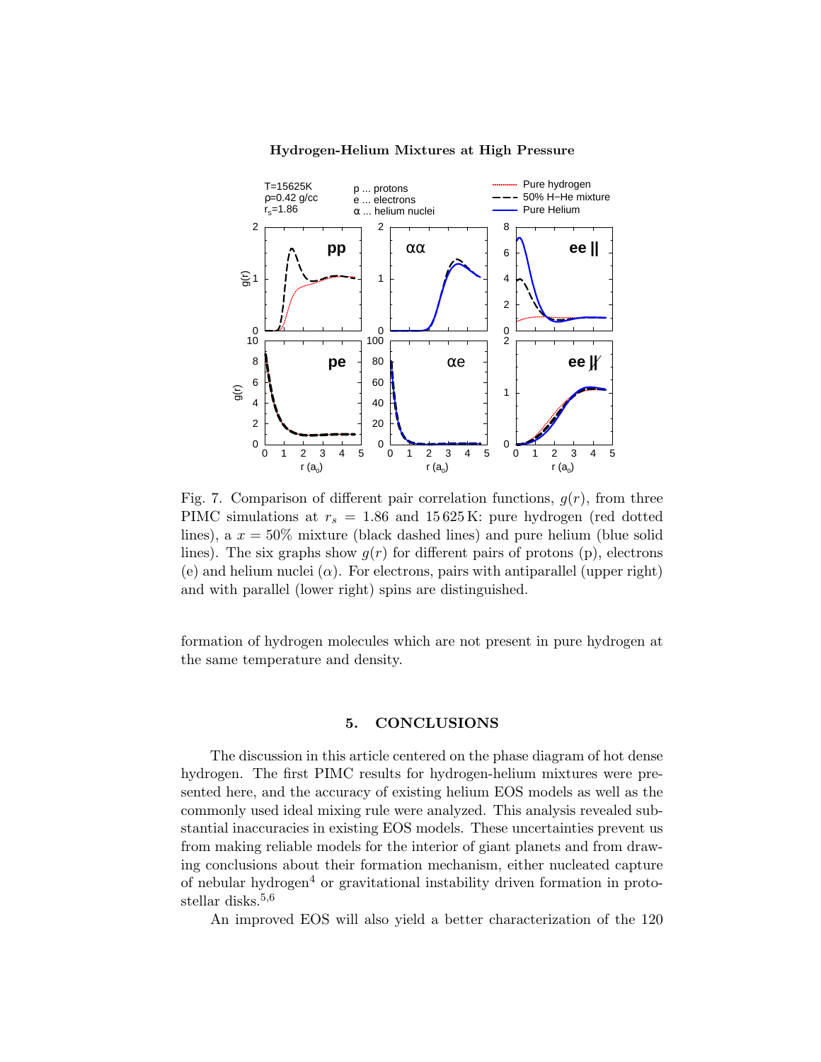Fig. 7. Comparison of different pair correlation functions, $g(r)$, from three PIMC simulations at $r_s = 1.86$ and 15 625 K: pure hydrogen (red dotted lines), a $x = 50\%$ mixture (black dashed lines) and pure helium (blue solid lines). The six graphs show $g(r)$ for different pairs of protons (p), electrons (e) and helium nuclei ($\alpha$). For electrons, pairs with antiparallel (upper right) and with parallel (lower right) spins are distinguished.

formation of hydrogen molecules which are not present in pure hydrogen at the same temperature and density.

## 5. CONCLUSIONS

The discussion in this article centered on the phase diagram of hot dense hydrogen. The first PIMC results for hydrogen-helium mixtures were presented here, and the accuracy of existing helium EOS models as well as the commonly used ideal mixing rule were analyzed. This analysis revealed substantial inaccuracies in existing EOS models. These uncertainties prevent us from making reliable models for the interior of giant planets and from drawing conclusions about their formation mechanism, either nucleated capture of nebular hydrogen[4] or gravitational instability driven formation in protostellar disks.[5,6]

An improved EOS will also yield a better characterization of the 120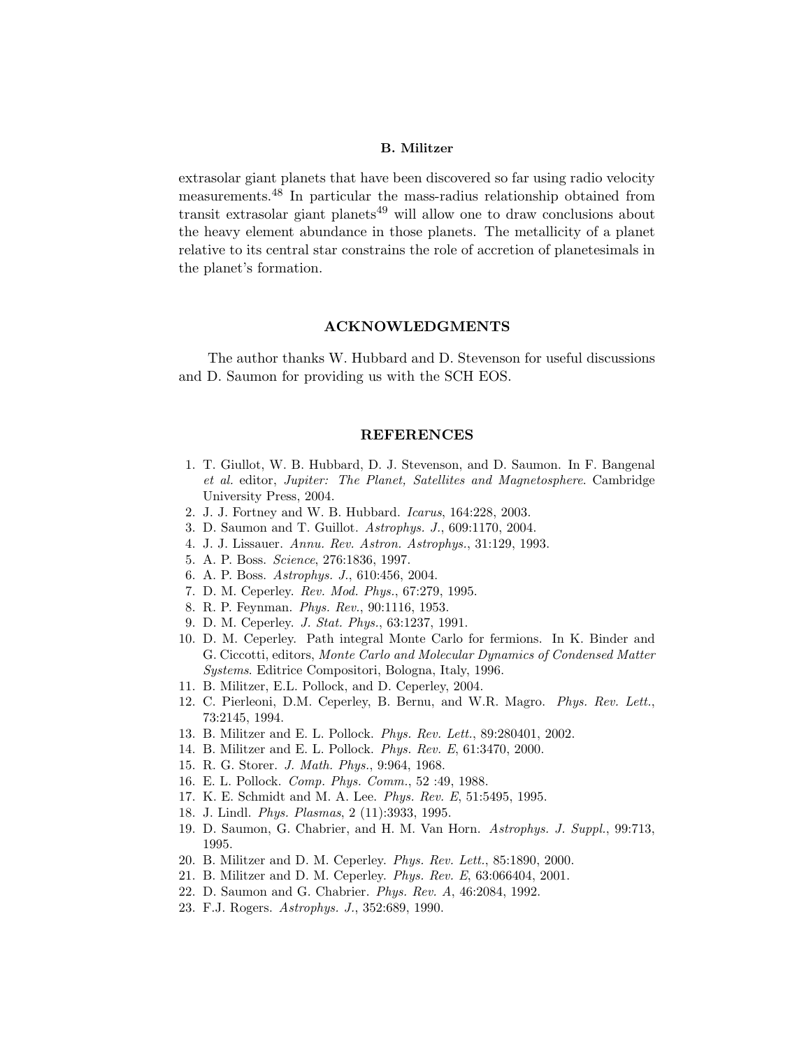extrasolar giant planets that have been discovered so far using radio velocity measurements.[48] In particular the mass-radius relationship obtained from transit extrasolar giant planets[49] will allow one to draw conclusions about the heavy element abundance in those planets. The metallicity of a planet relative to its central star constrains the role of accretion of planetesimals in the planet's formation.

## ACKNOWLEDGMENTS

The author thanks W. Hubbard and D. Stevenson for useful discussions and D. Saumon for providing us with the SCH EOS.

## REFERENCES

1. T. Giullot, W. B. Hubbard, D. J. Stevenson, and D. Saumon. In F. Bangenal *et al.* editor, *Jupiter: The Planet, Satellites and Magnetosphere*. Cambridge University Press, 2004.
2. J. J. Fortney and W. B. Hubbard. *Icarus*, 164:228, 2003.
3. D. Saumon and T. Guillot. *Astrophys. J.*, 609:1170, 2004.
4. J. J. Lissauer. *Annu. Rev. Astron. Astrophys.*, 31:129, 1993.
5. A. P. Boss. *Science*, 276:1836, 1997.
6. A. P. Boss. *Astrophys. J.*, 610:456, 2004.
7. D. M. Ceperley. *Rev. Mod. Phys.*, 67:279, 1995.
8. R. P. Feynman. *Phys. Rev.*, 90:1116, 1953.
9. D. M. Ceperley. *J. Stat. Phys.*, 63:1237, 1991.
10. D. M. Ceperley. Path integral Monte Carlo for fermions. In K. Binder and G. Ciccotti, editors, *Monte Carlo and Molecular Dynamics of Condensed Matter Systems*. Editrice Compositori, Bologna, Italy, 1996.
11. B. Militzer, E.L. Pollock, and D. Ceperley, 2004.
12. C. Pierleoni, D.M. Ceperley, B. Bernu, and W.R. Magro. *Phys. Rev. Lett.*, 73:2145, 1994.
13. B. Militzer and E. L. Pollock. *Phys. Rev. Lett.*, 89:280401, 2002.
14. B. Militzer and E. L. Pollock. *Phys. Rev. E*, 61:3470, 2000.
15. R. G. Storer. *J. Math. Phys.*, 9:964, 1968.
16. E. L. Pollock. *Comp. Phys. Comm.*, 52 :49, 1988.
17. K. E. Schmidt and M. A. Lee. *Phys. Rev. E*, 51:5495, 1995.
18. J. Lindl. *Phys. Plasmas*, 2 (11):3933, 1995.
19. D. Saumon, G. Chabrier, and H. M. Van Horn. *Astrophys. J. Suppl.*, 99:713, 1995.
20. B. Militzer and D. M. Ceperley. *Phys. Rev. Lett.*, 85:1890, 2000.
21. B. Militzer and D. M. Ceperley. *Phys. Rev. E*, 63:066404, 2001.
22. D. Saumon and G. Chabrier. *Phys. Rev. A*, 46:2084, 1992.
23. F.J. Rogers. *Astrophys. J.*, 352:689, 1990.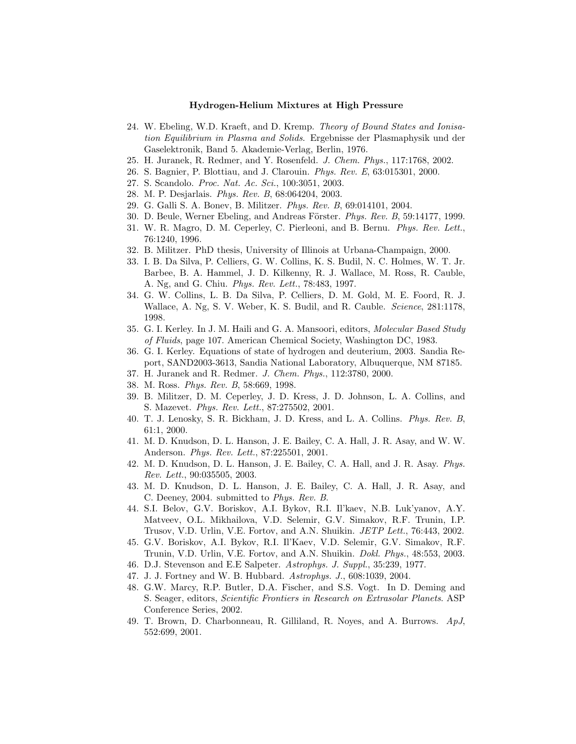24. W. Ebeling, W.D. Kraeft, and D. Kremp. *Theory of Bound States and Ionisation Equilibrium in Plasma and Solids.* Ergebnisse der Plasmaphysik und der Gaselektronik, Band 5. Akademie-Verlag, Berlin, 1976.
25. H. Juranek, R. Redmer, and Y. Rosenfeld. *J. Chem. Phys.*, 117:1768, 2002.
26. S. Bagnier, P. Blottiau, and J. Clarouin. *Phys. Rev. E*, 63:015301, 2000.
27. S. Scandolo. *Proc. Nat. Ac. Sci.*, 100:3051, 2003.
28. M. P. Desjarlais. *Phys. Rev. B*, 68:064204, 2003.
29. G. Galli S. A. Bonev, B. Militzer. *Phys. Rev. B*, 69:014101, 2004.
30. D. Beule, Werner Ebeling, and Andreas Förster. *Phys. Rev. B*, 59:14177, 1999.
31. W. R. Magro, D. M. Ceperley, C. Pierleoni, and B. Bernu. *Phys. Rev. Lett.*, 76:1240, 1996.
32. B. Militzer. PhD thesis, University of Illinois at Urbana-Champaign, 2000.
33. I. B. Da Silva, P. Celliers, G. W. Collins, K. S. Budil, N. C. Holmes, W. T. Jr. Barbee, B. A. Hammel, J. D. Kilkenny, R. J. Wallace, M. Ross, R. Cauble, A. Ng, and G. Chiu. *Phys. Rev. Lett.*, 78:483, 1997.
34. G. W. Collins, L. B. Da Silva, P. Celliers, D. M. Gold, M. E. Foord, R. J. Wallace, A. Ng, S. V. Weber, K. S. Budil, and R. Cauble. *Science*, 281:1178, 1998.
35. G. I. Kerley. In J. M. Haili and G. A. Mansoori, editors, *Molecular Based Study of Fluids*, page 107. American Chemical Society, Washington DC, 1983.
36. G. I. Kerley. Equations of state of hydrogen and deuterium, 2003. Sandia Report, SAND2003-3613, Sandia National Laboratory, Albuquerque, NM 87185.
37. H. Juranek and R. Redmer. *J. Chem. Phys.*, 112:3780, 2000.
38. M. Ross. *Phys. Rev. B*, 58:669, 1998.
39. B. Militzer, D. M. Ceperley, J. D. Kress, J. D. Johnson, L. A. Collins, and S. Mazevet. *Phys. Rev. Lett.*, 87:275502, 2001.
40. T. J. Lenosky, S. R. Bickham, J. D. Kress, and L. A. Collins. *Phys. Rev. B*, 61:1, 2000.
41. M. D. Knudson, D. L. Hanson, J. E. Bailey, C. A. Hall, J. R. Asay, and W. W. Anderson. *Phys. Rev. Lett.*, 87:225501, 2001.
42. M. D. Knudson, D. L. Hanson, J. E. Bailey, C. A. Hall, and J. R. Asay. *Phys. Rev. Lett.*, 90:035505, 2003.
43. M. D. Knudson, D. L. Hanson, J. E. Bailey, C. A. Hall, J. R. Asay, and C. Deeney, 2004. submitted to *Phys. Rev. B*.
44. S.I. Belov, G.V. Boriskov, A.I. Bykov, R.I. Il'kaev, N.B. Luk'yanov, A.Y. Matveev, O.L. Mikhailova, V.D. Selemir, G.V. Simakov, R.F. Trunin, I.P. Trusov, V.D. Urlin, V.E. Fortov, and A.N. Shuikin. *JETP Lett.*, 76:443, 2002.
45. G.V. Boriskov, A.I. Bykov, R.I. Il'Kaev, V.D. Selemir, G.V. Simakov, R.F. Trunin, V.D. Urlin, V.E. Fortov, and A.N. Shuikin. *Dokl. Phys.*, 48:553, 2003.
46. D.J. Stevenson and E.E Salpeter. *Astrophys. J. Suppl.*, 35:239, 1977.
47. J. J. Fortney and W. B. Hubbard. *Astrophys. J.*, 608:1039, 2004.
48. G.W. Marcy, R.P. Butler, D.A. Fischer, and S.S. Vogt. In D. Deming and S. Seager, editors, *Scientific Frontiers in Research on Extrasolar Planets.* ASP Conference Series, 2002.
49. T. Brown, D. Charbonneau, R. Gilliland, R. Noyes, and A. Burrows. *ApJ*, 552:699, 2001.